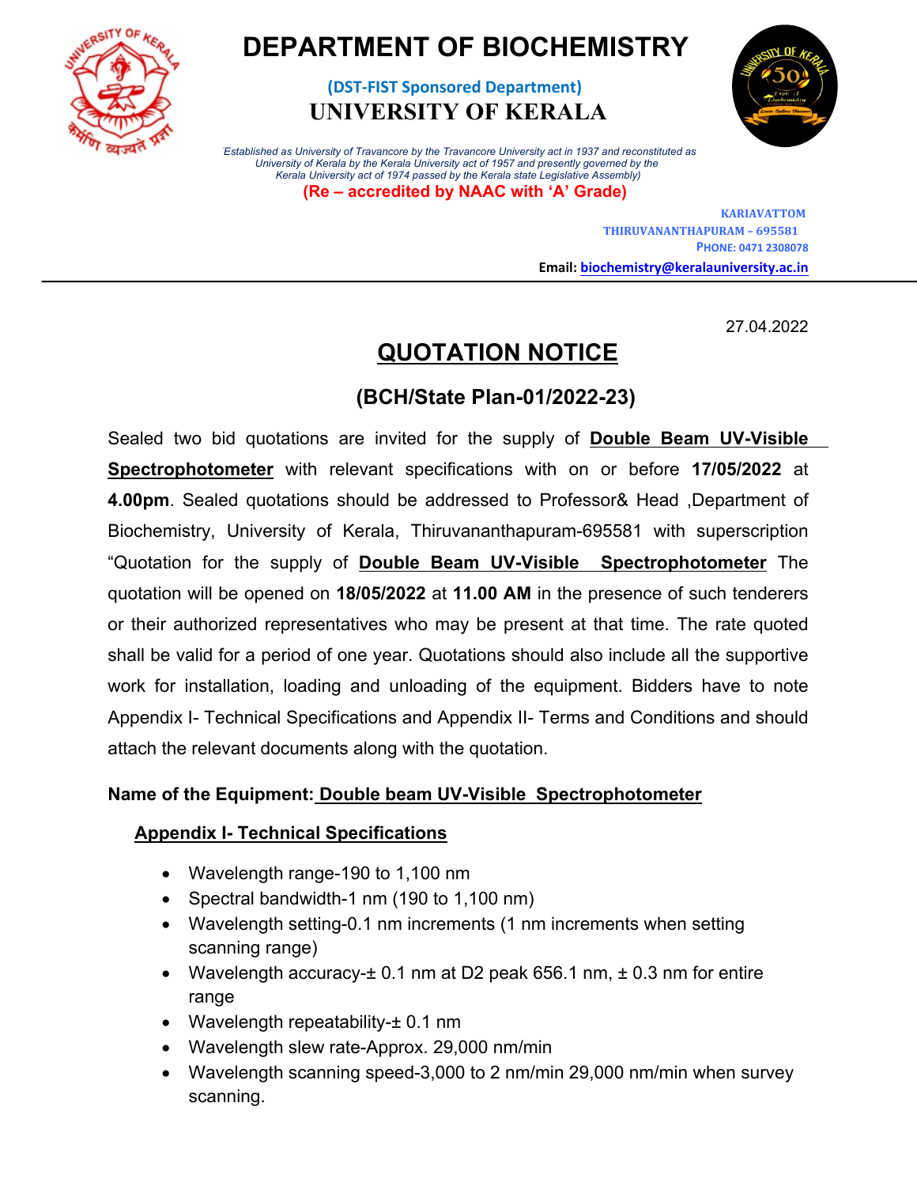# DEPARTMENT OF BIOCHEMISTRY

**(DST-FIST Sponsored Department)**

**UNIVERSITY OF KERALA**

*Established as University of Travancore by the Travancore University act in 1937 and reconstituted as University of Kerala by the Kerala University act of 1957 and presently governed by the Kerala University act of 1974 passed by the Kerala state Legislative Assembly)*

**(Re – accredited by NAAC with 'A' Grade)**

KARIAVATTOM
THIRUVANANTHAPURAM – 695581
PHONE: 0471 2308078
**Email:** biochemistry@keralauniversity.ac.in

27.04.2022

## QUOTATION NOTICE

### (BCH/State Plan-01/2022-23)

Sealed two bid quotations are invited for the supply of **Double Beam UV-Visible Spectrophotometer** with relevant specifications with on or before **17/05/2022** at **4.00pm**. Sealed quotations should be addressed to Professor& Head ,Department of Biochemistry, University of Kerala, Thiruvananthapuram-695581 with superscription "Quotation for the supply of **Double Beam UV-Visible Spectrophotometer** The quotation will be opened on **18/05/2022** at **11.00 AM** in the presence of such tenderers or their authorized representatives who may be present at that time. The rate quoted shall be valid for a period of one year. Quotations should also include all the supportive work for installation, loading and unloading of the equipment. Bidders have to note Appendix I- Technical Specifications and Appendix II- Terms and Conditions and should attach the relevant documents along with the quotation.

**Name of the Equipment: Double beam UV-Visible Spectrophotometer**

**Appendix I- Technical Specifications**

- Wavelength range-190 to 1,100 nm
- Spectral bandwidth-1 nm (190 to 1,100 nm)
- Wavelength setting-0.1 nm increments (1 nm increments when setting scanning range)
- Wavelength accuracy-± 0.1 nm at D2 peak 656.1 nm, ± 0.3 nm for entire range
- Wavelength repeatability-± 0.1 nm
- Wavelength slew rate-Approx. 29,000 nm/min
- Wavelength scanning speed-3,000 to 2 nm/min 29,000 nm/min when survey scanning.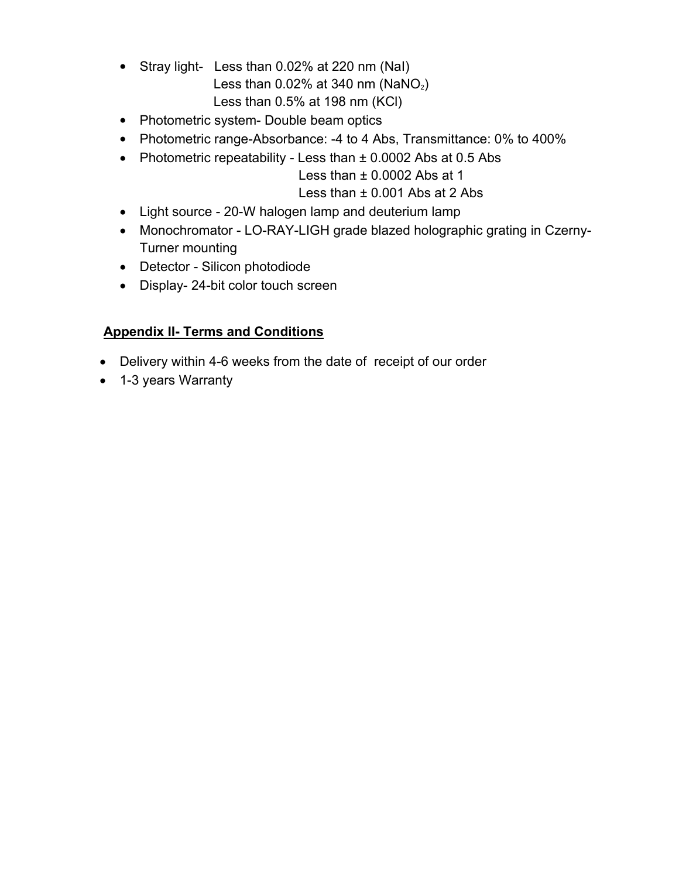- Stray light- Less than 0.02% at 220 nm (NaI)
  Less than 0.02% at 340 nm ($NaNO_2$)
  Less than 0.5% at 198 nm (KCl)
- Photometric system- Double beam optics
- Photometric range-Absorbance: -4 to 4 Abs, Transmittance: 0% to 400%
- Photometric repeatability - Less than ± 0.0002 Abs at 0.5 Abs
  Less than ± 0.0002 Abs at 1
  Less than ± 0.001 Abs at 2 Abs
- Light source - 20-W halogen lamp and deuterium lamp
- Monochromator - LO-RAY-LIGH grade blazed holographic grating in Czerny-Turner mounting
- Detector - Silicon photodiode
- Display- 24-bit color touch screen

**Appendix II- Terms and Conditions**

- Delivery within 4-6 weeks from the date of receipt of our order
- 1-3 years Warranty